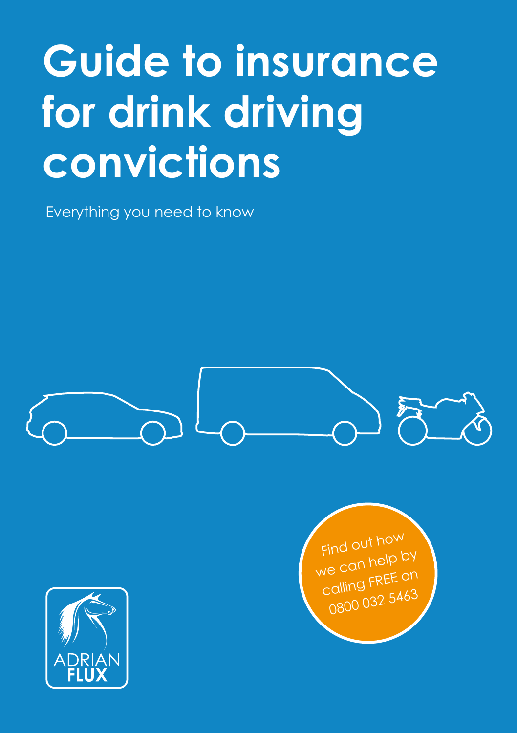# Guide to insurance for drink driving convictions

Everything you need to know

Find out how we can help by calling FREE on 0800 032 5463

ADRIAN FLUX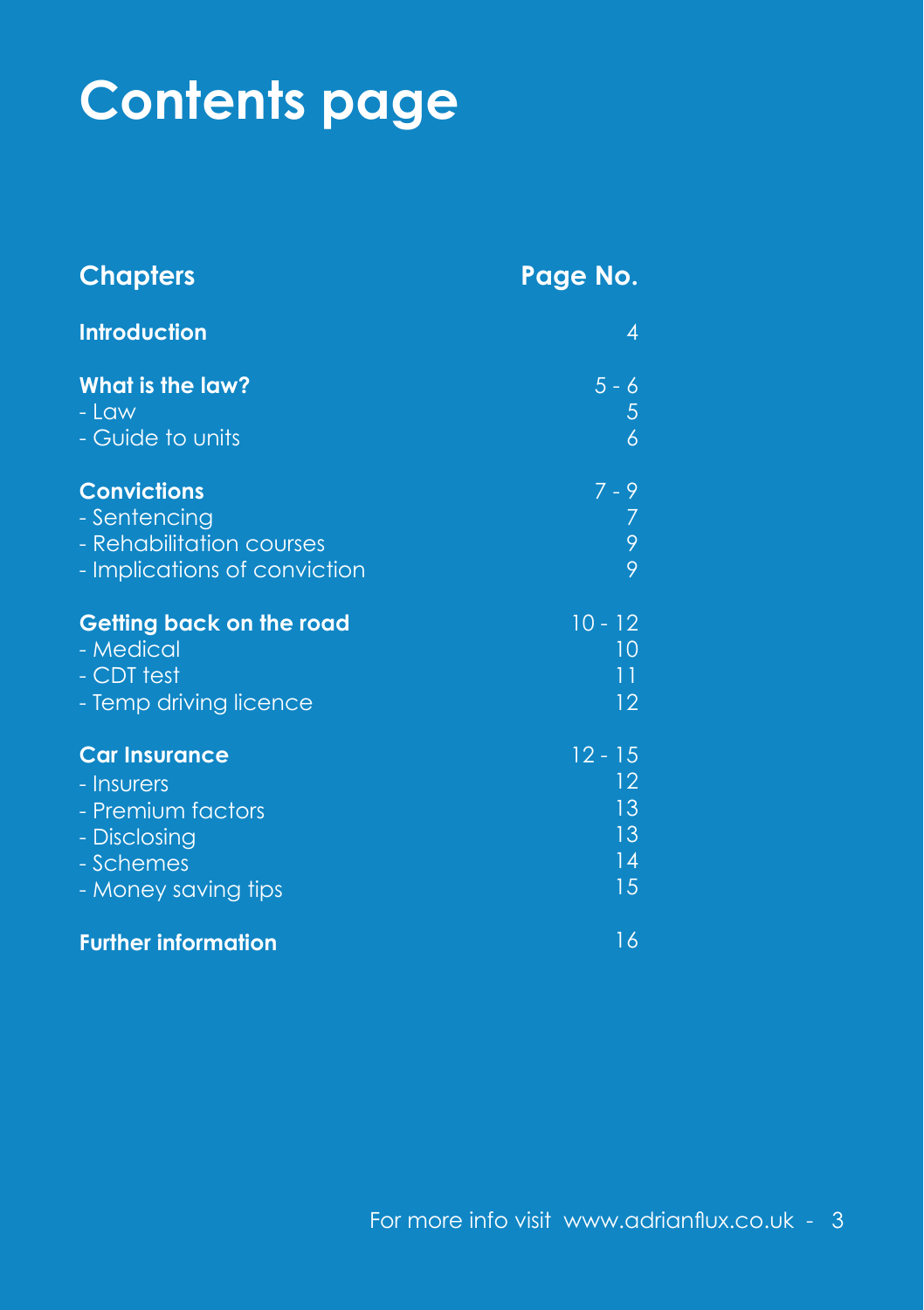# Contents page

| Chapters | Page No. |
|---|---|
| **Introduction** | 4 |
| **What is the law?** | 5 - 6 |
| - Law | 5 |
| - Guide to units | 6 |
| **Convictions** | 7 - 9 |
| - Sentencing | 7 |
| - Rehabilitation courses | 9 |
| - Implications of conviction | 9 |
| **Getting back on the road** | 10 - 12 |
| - Medical | 10 |
| - CDT test | 11 |
| - Temp driving licence | 12 |
| **Car Insurance** | 12 - 15 |
| - Insurers | 12 |
| - Premium factors | 13 |
| - Disclosing | 13 |
| - Schemes | 14 |
| - Money saving tips | 15 |
| **Further information** | 16 |

For more info visit www.adrianflux.co.uk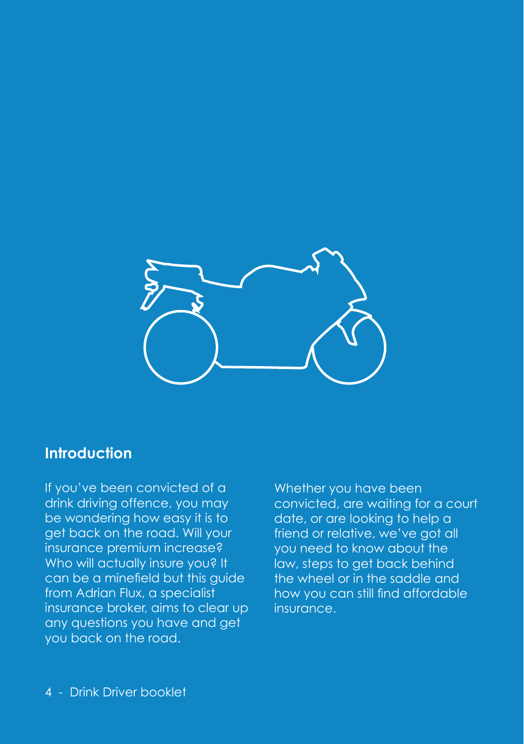## Introduction

If you've been convicted of a drink driving offence, you may be wondering how easy it is to get back on the road. Will your insurance premium increase? Who will actually insure you? It can be a minefield but this guide from Adrian Flux, a specialist insurance broker, aims to clear up any questions you have and get you back on the road.

Whether you have been convicted, are waiting for a court date, or are looking to help a friend or relative, we've got all you need to know about the law, steps to get back behind the wheel or in the saddle and how you can still find affordable insurance.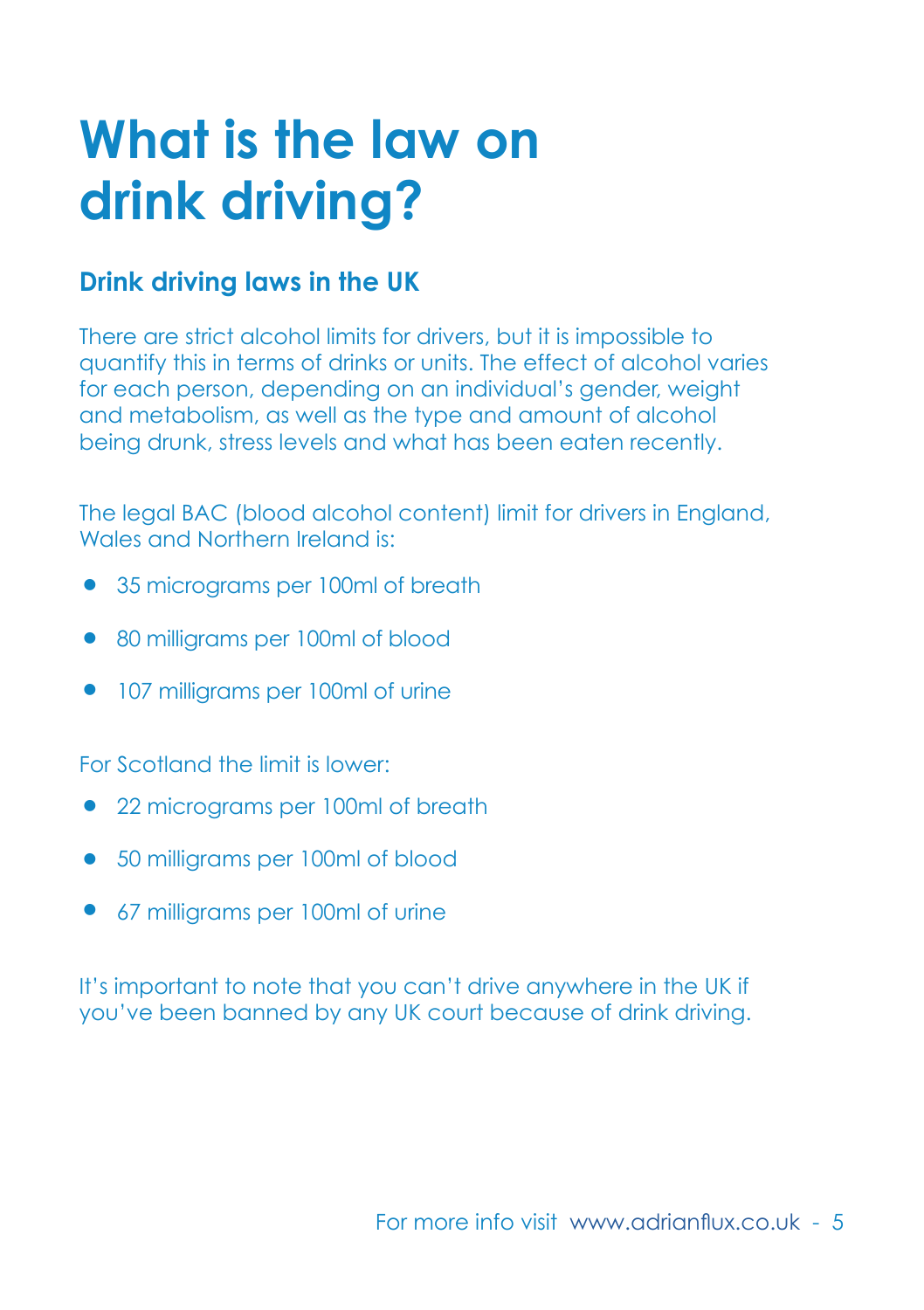# What is the law on drink driving?

## Drink driving laws in the UK

There are strict alcohol limits for drivers, but it is impossible to quantify this in terms of drinks or units. The effect of alcohol varies for each person, depending on an individual's gender, weight and metabolism, as well as the type and amount of alcohol being drunk, stress levels and what has been eaten recently.

The legal BAC (blood alcohol content) limit for drivers in England, Wales and Northern Ireland is:

- 35 micrograms per 100ml of breath
- 80 milligrams per 100ml of blood
- 107 milligrams per 100ml of urine

For Scotland the limit is lower:

- 22 micrograms per 100ml of breath
- 50 milligrams per 100ml of blood
- 67 milligrams per 100ml of urine

It's important to note that you can't drive anywhere in the UK if you've been banned by any UK court because of drink driving.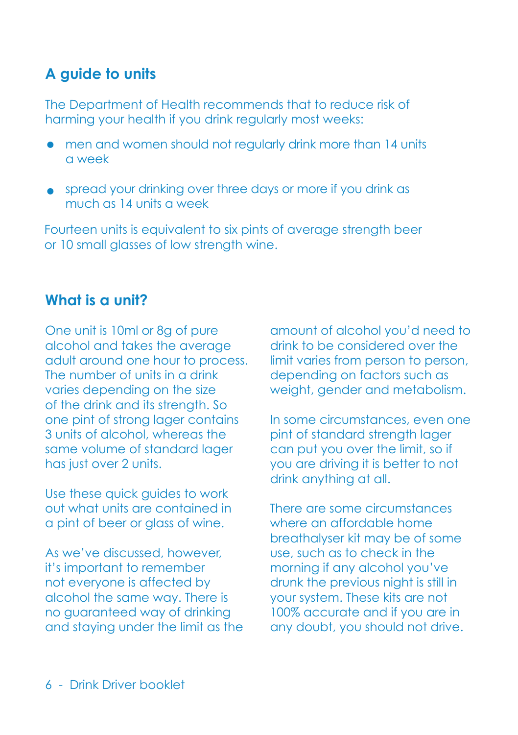## A guide to units

The Department of Health recommends that to reduce risk of harming your health if you drink regularly most weeks:

- men and women should not regularly drink more than 14 units a week
- spread your drinking over three days or more if you drink as much as 14 units a week

Fourteen units is equivalent to six pints of average strength beer or 10 small glasses of low strength wine.

## What is a unit?

One unit is 10ml or 8g of pure alcohol and takes the average adult around one hour to process. The number of units in a drink varies depending on the size of the drink and its strength. So one pint of strong lager contains 3 units of alcohol, whereas the same volume of standard lager has just over 2 units.

Use these quick guides to work out what units are contained in a pint of beer or glass of wine.

As we've discussed, however, it's important to remember not everyone is affected by alcohol the same way. There is no guaranteed way of drinking and staying under the limit as the amount of alcohol you'd need to drink to be considered over the limit varies from person to person, depending on factors such as weight, gender and metabolism.

In some circumstances, even one pint of standard strength lager can put you over the limit, so if you are driving it is better to not drink anything at all.

There are some circumstances where an affordable home breathalyser kit may be of some use, such as to check in the morning if any alcohol you've drunk the previous night is still in your system. These kits are not 100% accurate and if you are in any doubt, you should not drive.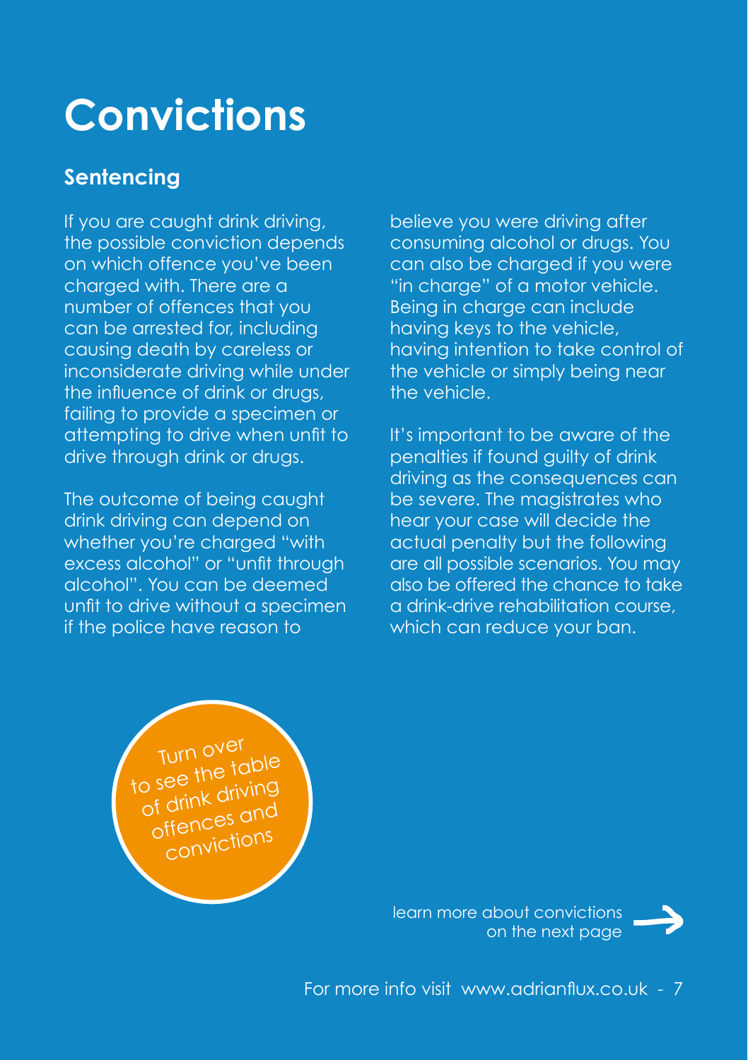# Convictions

## Sentencing

If you are caught drink driving, the possible conviction depends on which offence you've been charged with. There are a number of offences that you can be arrested for, including causing death by careless or inconsiderate driving while under the influence of drink or drugs, failing to provide a specimen or attempting to drive when unfit to drive through drink or drugs.

The outcome of being caught drink driving can depend on whether you're charged "with excess alcohol" or "unfit through alcohol". You can be deemed unfit to drive without a specimen if the police have reason to believe you were driving after consuming alcohol or drugs. You can also be charged if you were "in charge" of a motor vehicle. Being in charge can include having keys to the vehicle, having intention to take control of the vehicle or simply being near the vehicle.

It's important to be aware of the penalties if found guilty of drink driving as the consequences can be severe. The magistrates who hear your case will decide the actual penalty but the following are all possible scenarios. You may also be offered the chance to take a drink-drive rehabilitation course, which can reduce your ban.

Turn over to see the table of drink driving offences and convictions

learn more about convictions on the next page

For more info visit www.adrianflux.co.uk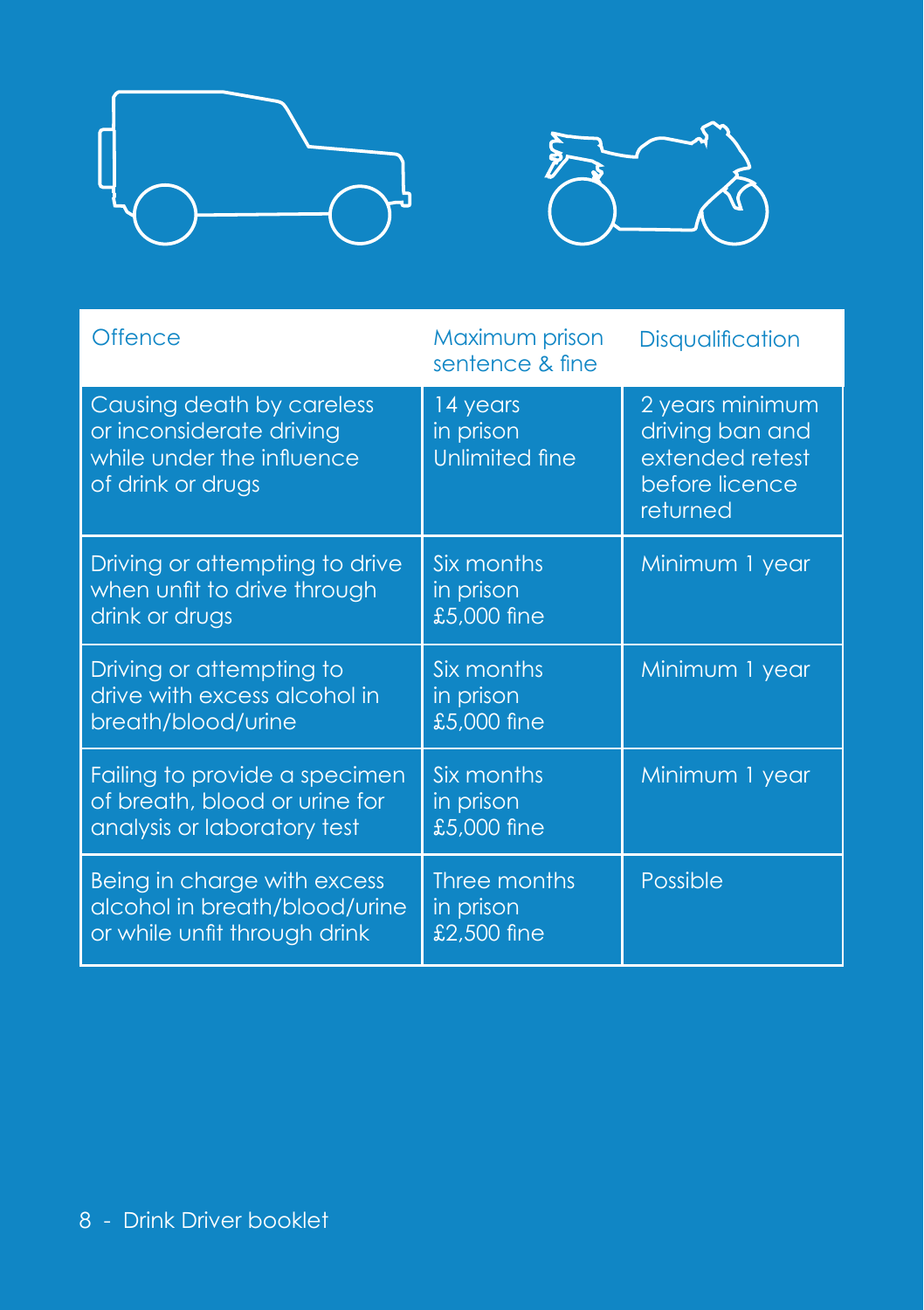| Offence | Maximum prison sentence & fine | Disqualification |
|---|---|---|
| Causing death by careless or inconsiderate driving while under the influence of drink or drugs | 14 years in prison Unlimited fine | 2 years minimum driving ban and extended retest before licence returned |
| Driving or attempting to drive when unfit to drive through drink or drugs | Six months in prison £5,000 fine | Minimum 1 year |
| Driving or attempting to drive with excess alcohol in breath/blood/urine | Six months in prison £5,000 fine | Minimum 1 year |
| Failing to provide a specimen of breath, blood or urine for analysis or laboratory test | Six months in prison £5,000 fine | Minimum 1 year |
| Being in charge with excess alcohol in breath/blood/urine or while unfit through drink | Three months in prison £2,500 fine | Possible |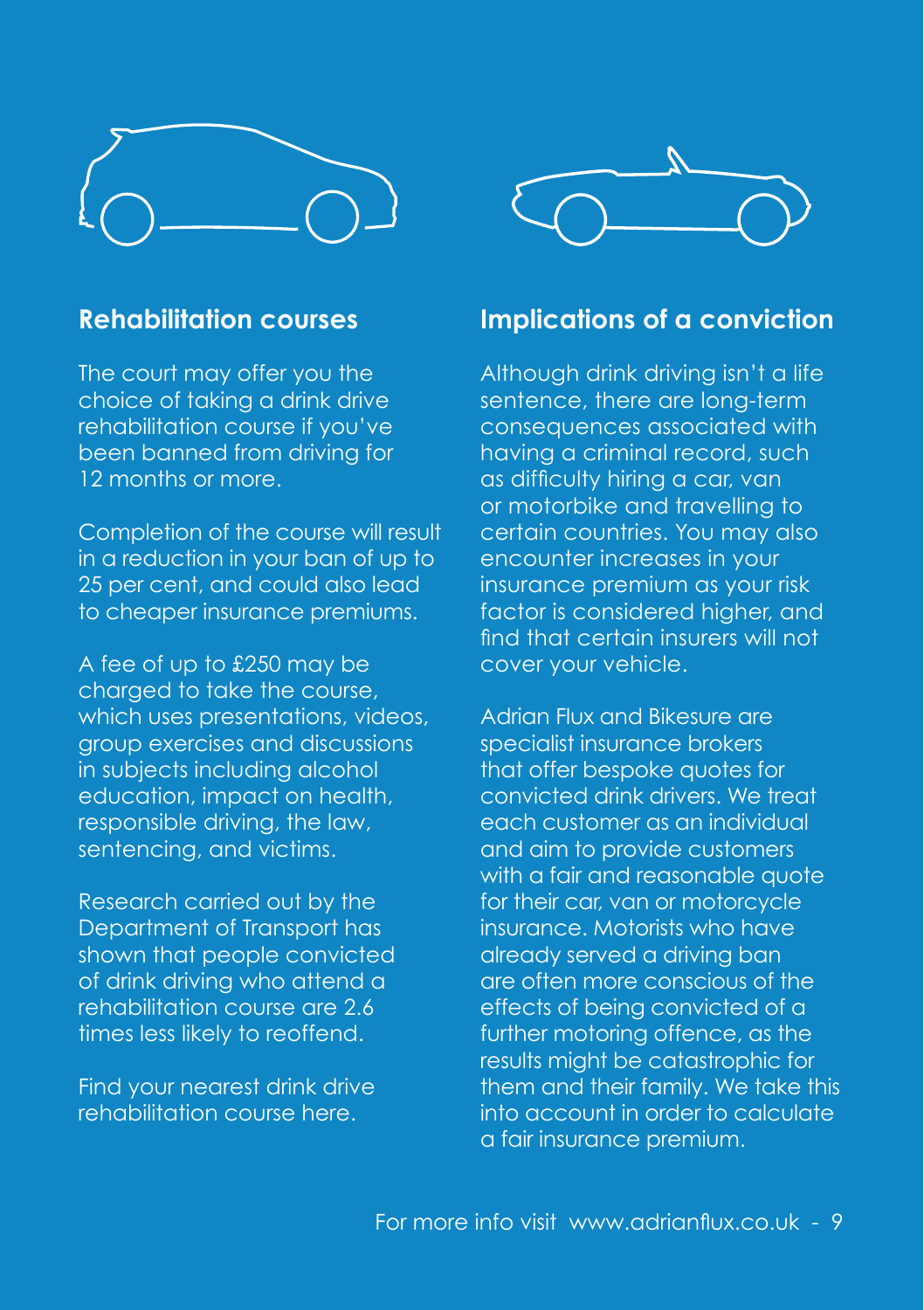## Rehabilitation courses

The court may offer you the choice of taking a drink drive rehabilitation course if you've been banned from driving for 12 months or more.

Completion of the course will result in a reduction in your ban of up to 25 per cent, and could also lead to cheaper insurance premiums.

A fee of up to £250 may be charged to take the course, which uses presentations, videos, group exercises and discussions in subjects including alcohol education, impact on health, responsible driving, the law, sentencing, and victims.

Research carried out by the Department of Transport has shown that people convicted of drink driving who attend a rehabilitation course are 2.6 times less likely to reoffend.

Find your nearest drink drive rehabilitation course here.

## Implications of a conviction

Although drink driving isn't a life sentence, there are long-term consequences associated with having a criminal record, such as difficulty hiring a car, van or motorbike and travelling to certain countries. You may also encounter increases in your insurance premium as your risk factor is considered higher, and find that certain insurers will not cover your vehicle.

Adrian Flux and Bikesure are specialist insurance brokers that offer bespoke quotes for convicted drink drivers. We treat each customer as an individual and aim to provide customers with a fair and reasonable quote for their car, van or motorcycle insurance. Motorists who have already served a driving ban are often more conscious of the effects of being convicted of a further motoring offence, as the results might be catastrophic for them and their family. We take this into account in order to calculate a fair insurance premium.

For more info visit www.adrianflux.co.uk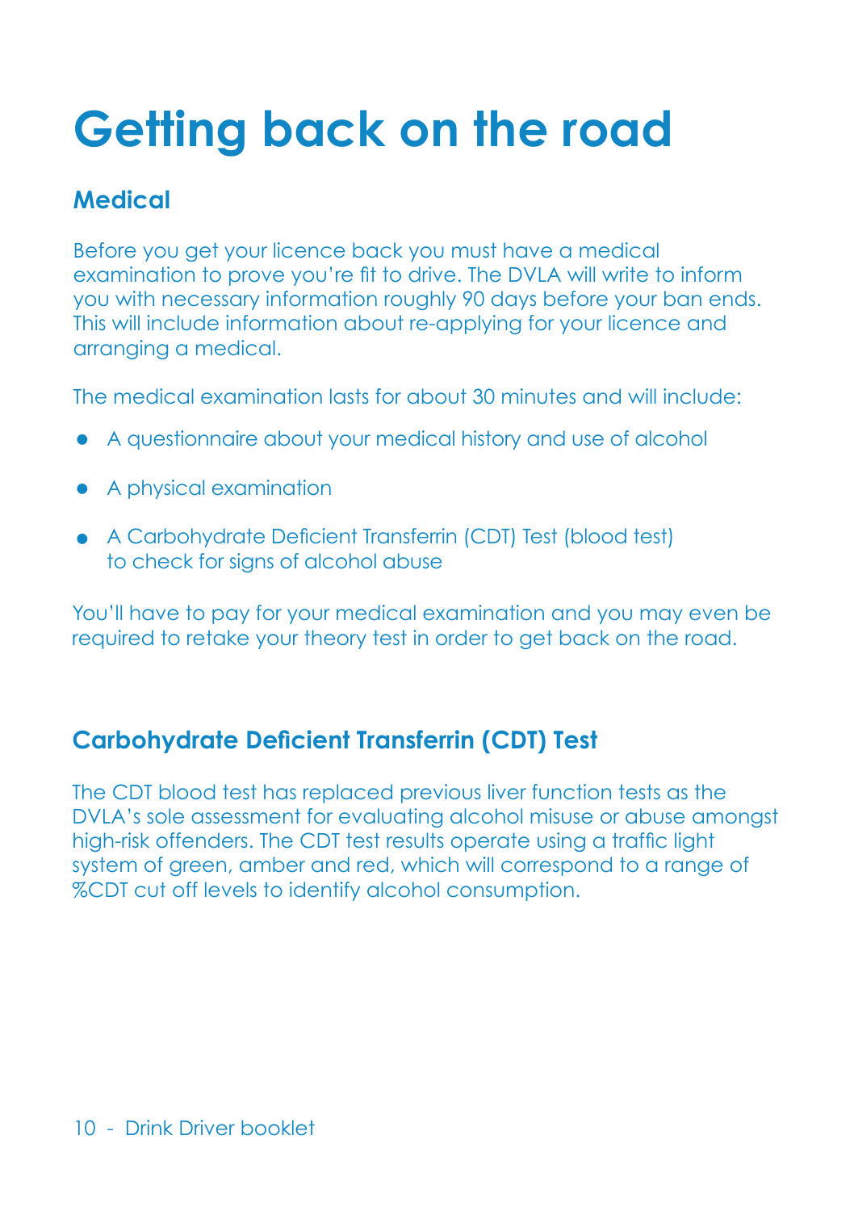# Getting back on the road

## Medical

Before you get your licence back you must have a medical examination to prove you're fit to drive. The DVLA will write to inform you with necessary information roughly 90 days before your ban ends. This will include information about re-applying for your licence and arranging a medical.

The medical examination lasts for about 30 minutes and will include:

- A questionnaire about your medical history and use of alcohol
- A physical examination
- A Carbohydrate Deficient Transferrin (CDT) Test (blood test) to check for signs of alcohol abuse

You'll have to pay for your medical examination and you may even be required to retake your theory test in order to get back on the road.

## Carbohydrate Deficient Transferrin (CDT) Test

The CDT blood test has replaced previous liver function tests as the DVLA's sole assessment for evaluating alcohol misuse or abuse amongst high-risk offenders. The CDT test results operate using a traffic light system of green, amber and red, which will correspond to a range of %CDT cut off levels to identify alcohol consumption.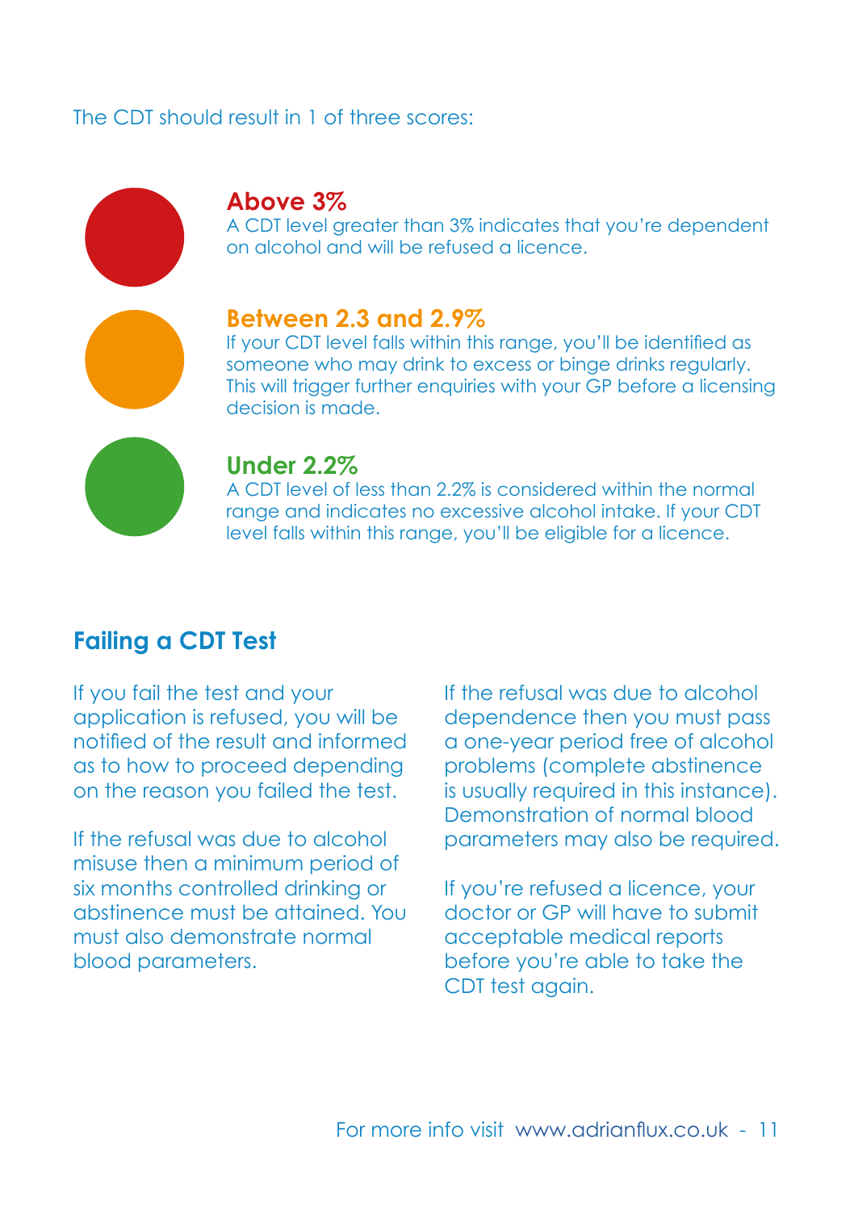The CDT should result in 1 of three scores:

### Above 3%

A CDT level greater than 3% indicates that you're dependent on alcohol and will be refused a licence.

### Between 2.3 and 2.9%

If your CDT level falls within this range, you'll be identified as someone who may drink to excess or binge drinks regularly. This will trigger further enquiries with your GP before a licensing decision is made.

### Under 2.2%

A CDT level of less than 2.2% is considered within the normal range and indicates no excessive alcohol intake. If your CDT level falls within this range, you'll be eligible for a licence.

## Failing a CDT Test

If you fail the test and your application is refused, you will be notified of the result and informed as to how to proceed depending on the reason you failed the test.

If the refusal was due to alcohol misuse then a minimum period of six months controlled drinking or abstinence must be attained. You must also demonstrate normal blood parameters.

If the refusal was due to alcohol dependence then you must pass a one-year period free of alcohol problems (complete abstinence is usually required in this instance). Demonstration of normal blood parameters may also be required.

If you're refused a licence, your doctor or GP will have to submit acceptable medical reports before you're able to take the CDT test again.

For more info visit www.adrianflux.co.uk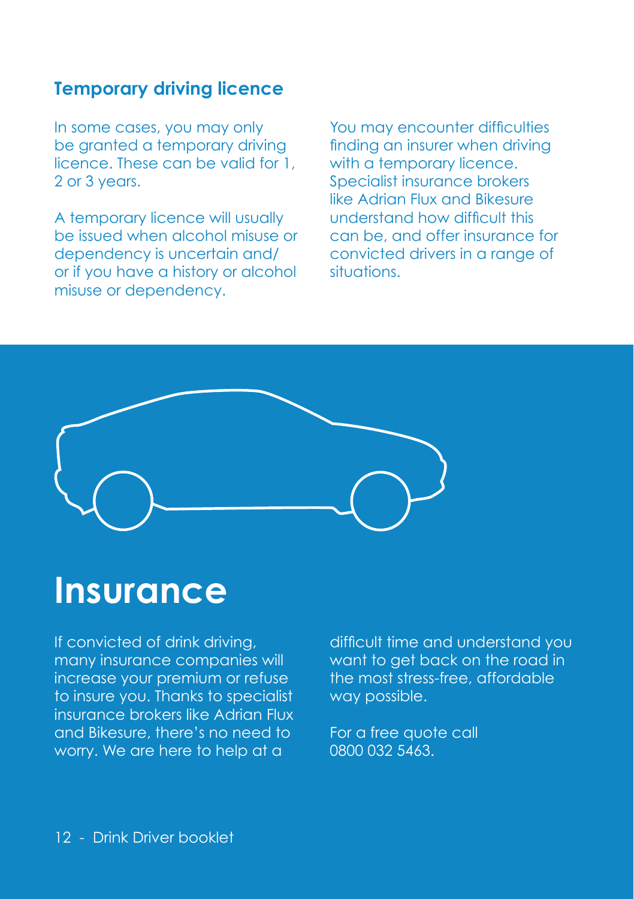## Temporary driving licence

In some cases, you may only be granted a temporary driving licence. These can be valid for 1, 2 or 3 years.

A temporary licence will usually be issued when alcohol misuse or dependency is uncertain and/ or if you have a history or alcohol misuse or dependency.

You may encounter difficulties finding an insurer when driving with a temporary licence. Specialist insurance brokers like Adrian Flux and Bikesure understand how difficult this can be, and offer insurance for convicted drivers in a range of situations.

# Insurance

If convicted of drink driving, many insurance companies will increase your premium or refuse to insure you. Thanks to specialist insurance brokers like Adrian Flux and Bikesure, there's no need to worry. We are here to help at a difficult time and understand you want to get back on the road in the most stress-free, affordable way possible.

For a free quote call 0800 032 5463.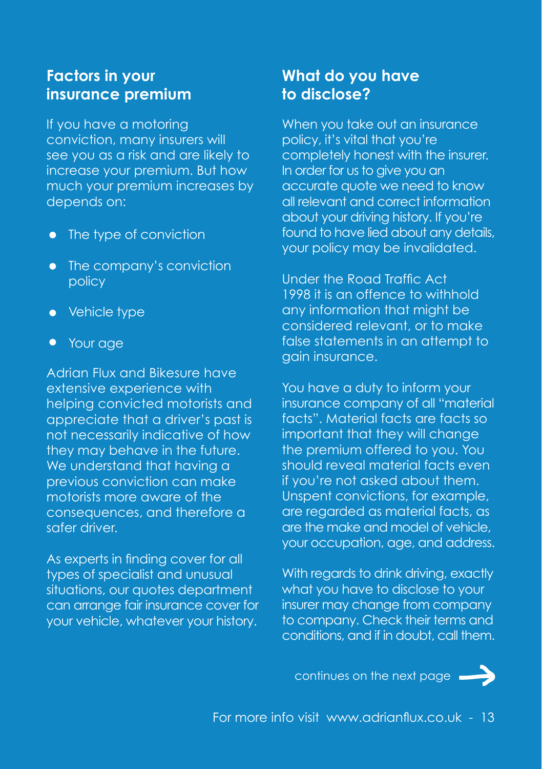## Factors in your insurance premium

If you have a motoring conviction, many insurers will see you as a risk and are likely to increase your premium. But how much your premium increases by depends on:

- The type of conviction
- The company's conviction policy
- Vehicle type
- Your age

Adrian Flux and Bikesure have extensive experience with helping convicted motorists and appreciate that a driver's past is not necessarily indicative of how they may behave in the future. We understand that having a previous conviction can make motorists more aware of the consequences, and therefore a safer driver.

As experts in finding cover for all types of specialist and unusual situations, our quotes department can arrange fair insurance cover for your vehicle, whatever your history.

## What do you have to disclose?

When you take out an insurance policy, it's vital that you're completely honest with the insurer. In order for us to give you an accurate quote we need to know all relevant and correct information about your driving history. If you're found to have lied about any details, your policy may be invalidated.

Under the Road Traffic Act 1998 it is an offence to withhold any information that might be considered relevant, or to make false statements in an attempt to gain insurance.

You have a duty to inform your insurance company of all "material facts". Material facts are facts so important that they will change the premium offered to you. You should reveal material facts even if you're not asked about them. Unspent convictions, for example, are regarded as material facts, as are the make and model of vehicle, your occupation, age, and address.

With regards to drink driving, exactly what you have to disclose to your insurer may change from company to company. Check their terms and conditions, and if in doubt, call them.

continues on the next page →

For more info visit www.adrianflux.co.uk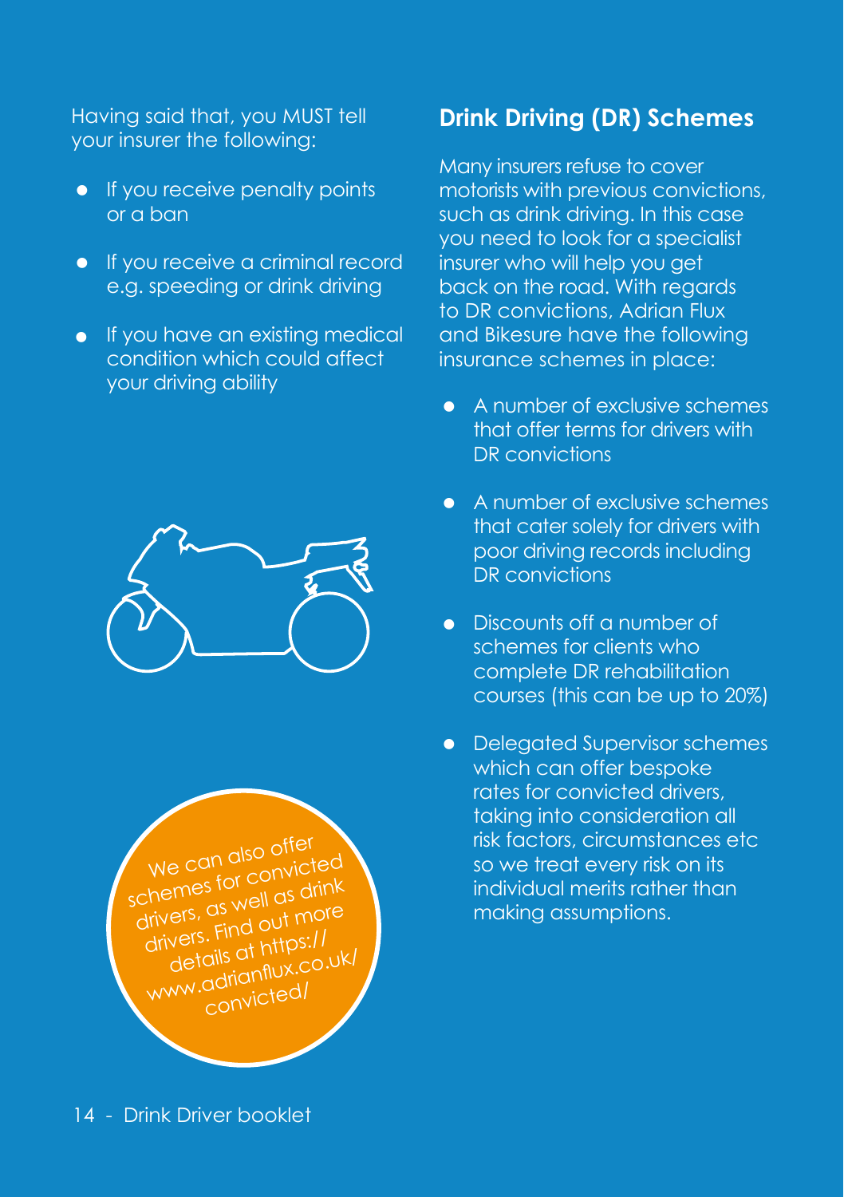Having said that, you MUST tell your insurer the following:

- If you receive penalty points or a ban
- If you receive a criminal record e.g. speeding or drink driving
- If you have an existing medical condition which could affect your driving ability

We can also offer schemes for convicted drivers, as well as drink drivers. Find out more details at https://www.adrianflux.co.uk/convicted/

## Drink Driving (DR) Schemes

Many insurers refuse to cover motorists with previous convictions, such as drink driving. In this case you need to look for a specialist insurer who will help you get back on the road. With regards to DR convictions, Adrian Flux and Bikesure have the following insurance schemes in place:

- A number of exclusive schemes that offer terms for drivers with DR convictions
- A number of exclusive schemes that cater solely for drivers with poor driving records including DR convictions
- Discounts off a number of schemes for clients who complete DR rehabilitation courses (this can be up to 20%)
- Delegated Supervisor schemes which can offer bespoke rates for convicted drivers, taking into consideration all risk factors, circumstances etc so we treat every risk on its individual merits rather than making assumptions.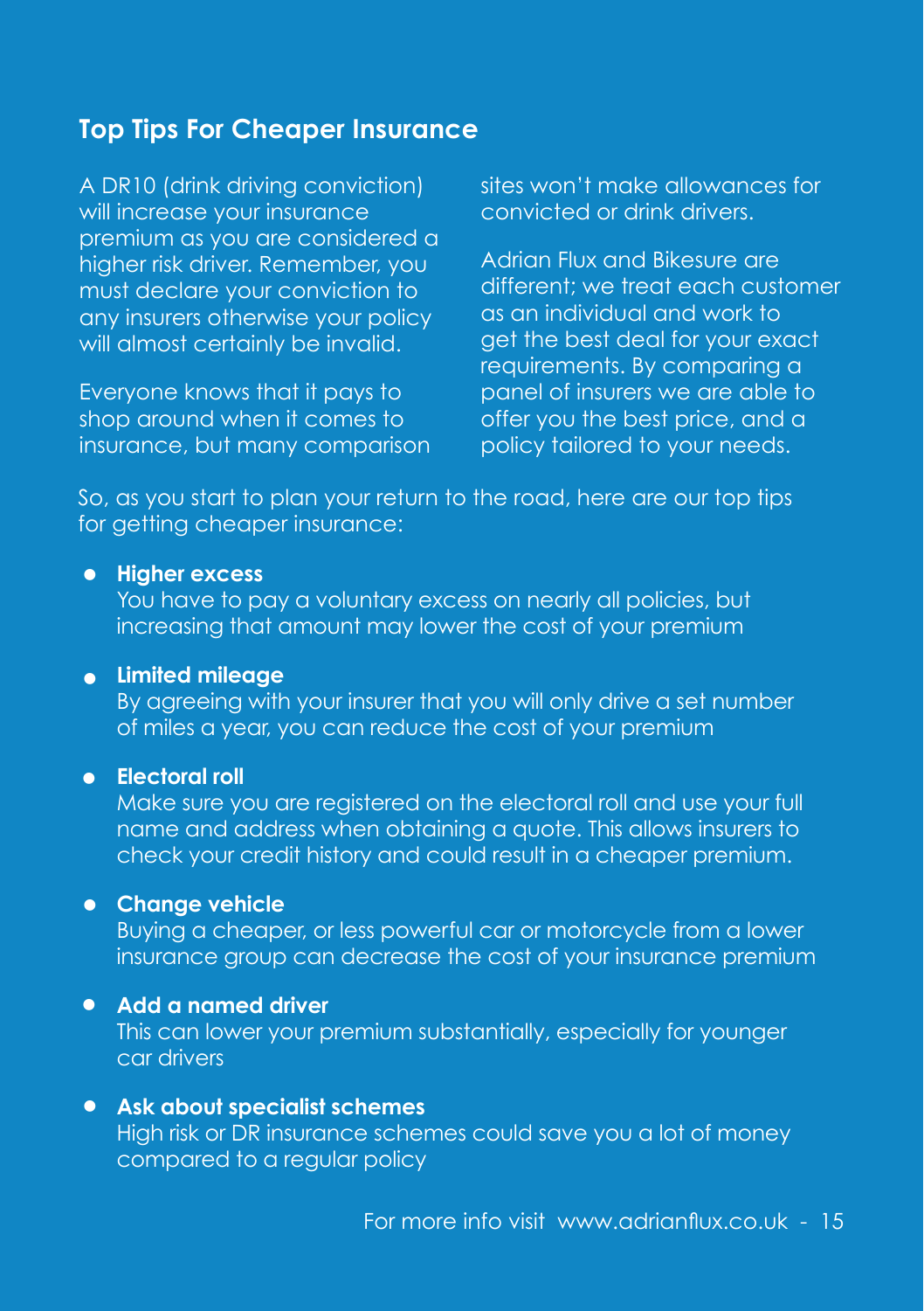## Top Tips For Cheaper Insurance

A DR10 (drink driving conviction) will increase your insurance premium as you are considered a higher risk driver. Remember, you must declare your conviction to any insurers otherwise your policy will almost certainly be invalid.

Everyone knows that it pays to shop around when it comes to insurance, but many comparison sites won't make allowances for convicted or drink drivers.

Adrian Flux and Bikesure are different; we treat each customer as an individual and work to get the best deal for your exact requirements. By comparing a panel of insurers we are able to offer you the best price, and a policy tailored to your needs.

So, as you start to plan your return to the road, here are our top tips for getting cheaper insurance:

- **Higher excess**
  You have to pay a voluntary excess on nearly all policies, but increasing that amount may lower the cost of your premium
- **Limited mileage**
  By agreeing with your insurer that you will only drive a set number of miles a year, you can reduce the cost of your premium
- **Electoral roll**
  Make sure you are registered on the electoral roll and use your full name and address when obtaining a quote. This allows insurers to check your credit history and could result in a cheaper premium.
- **Change vehicle**
  Buying a cheaper, or less powerful car or motorcycle from a lower insurance group can decrease the cost of your insurance premium
- **Add a named driver**
  This can lower your premium substantially, especially for younger car drivers
- **Ask about specialist schemes**
  High risk or DR insurance schemes could save you a lot of money compared to a regular policy

For more info visit www.adrianflux.co.uk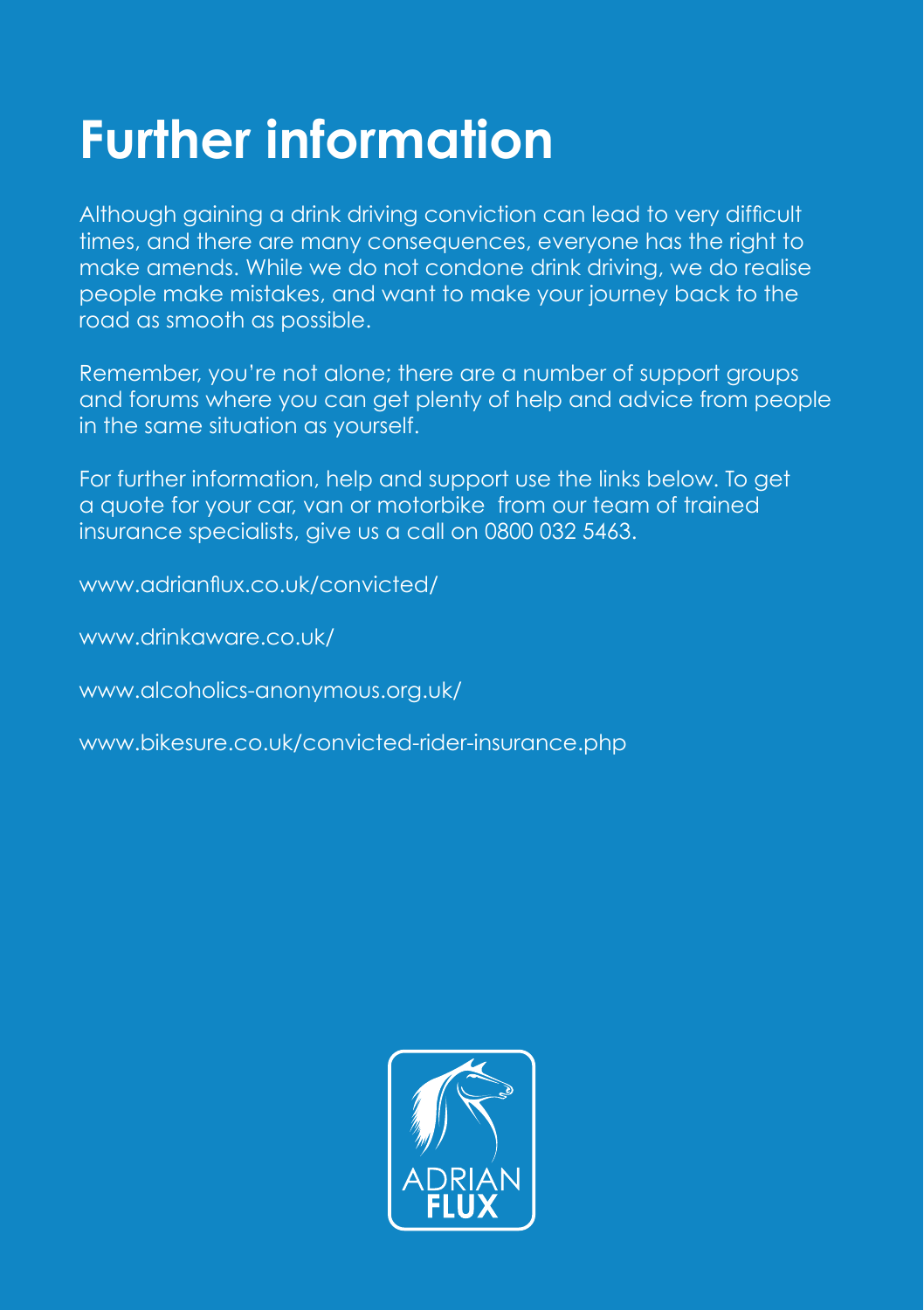# Further information

Although gaining a drink driving conviction can lead to very difficult times, and there are many consequences, everyone has the right to make amends. While we do not condone drink driving, we do realise people make mistakes, and want to make your journey back to the road as smooth as possible.

Remember, you're not alone; there are a number of support groups and forums where you can get plenty of help and advice from people in the same situation as yourself.

For further information, help and support use the links below. To get a quote for your car, van or motorbike from our team of trained insurance specialists, give us a call on 0800 032 5463.

www.adrianflux.co.uk/convicted/

www.drinkaware.co.uk/

www.alcoholics-anonymous.org.uk/

www.bikesure.co.uk/convicted-rider-insurance.php

ADRIAN FLUX